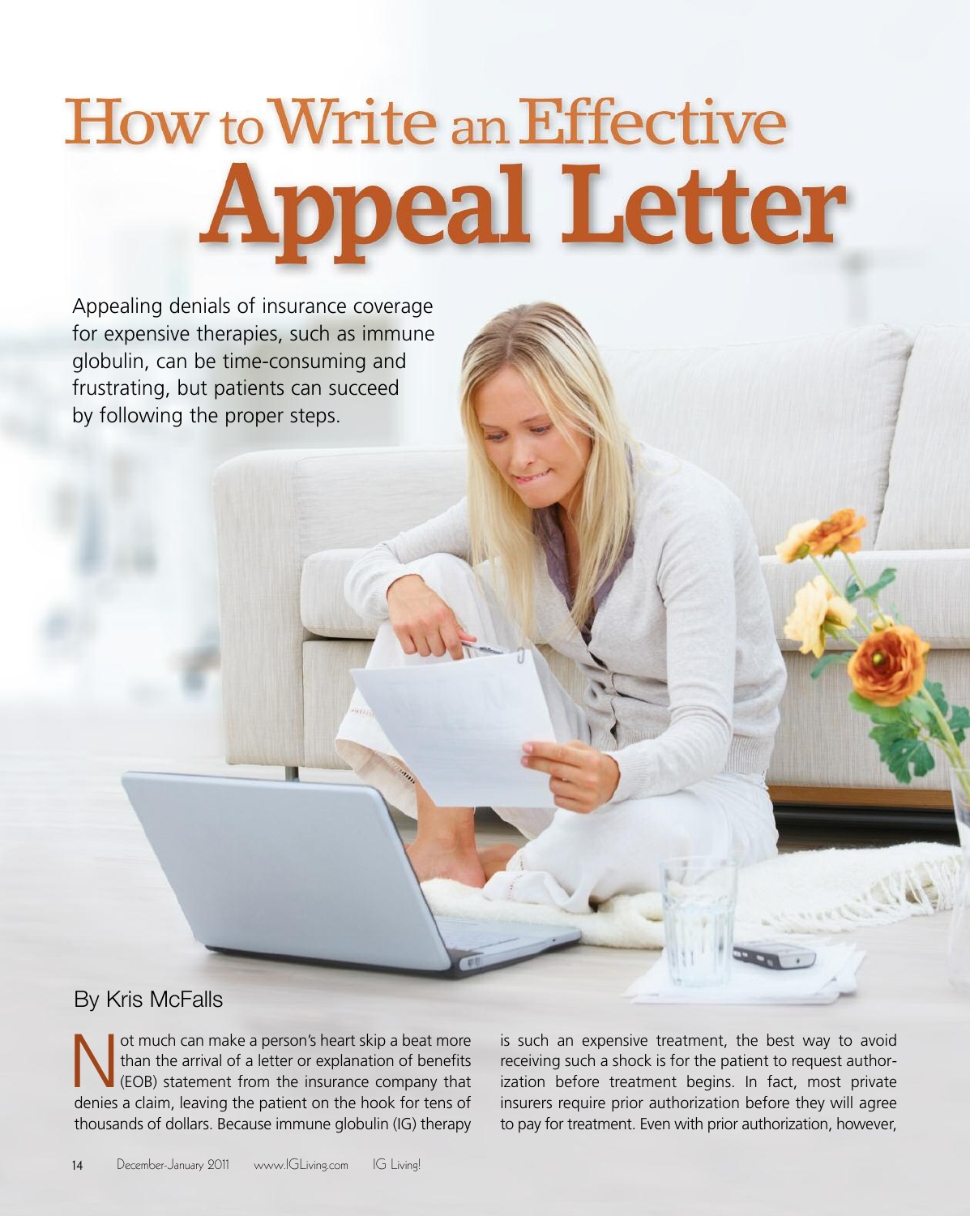# How to Write an Effective Appeal Letter

Appealing denials of insurance coverage for expensive therapies, such as immune globulin, can be time-consuming and frustrating, but patients can succeed by following the proper steps.

By Kris McFalls

Not much can make a person's heart skip a beat more than the arrival of a letter or explanation of benefits (EOB) statement from the insurance company that denies a claim, leaving the patient on the hook for tens of thousands of dollars. Because immune globulin (IG) therapy is such an expensive treatment, the best way to avoid receiving such a shock is for the patient to request authorization before treatment begins. In fact, most private insurers require prior authorization before they will agree to pay for treatment. Even with prior authorization, however,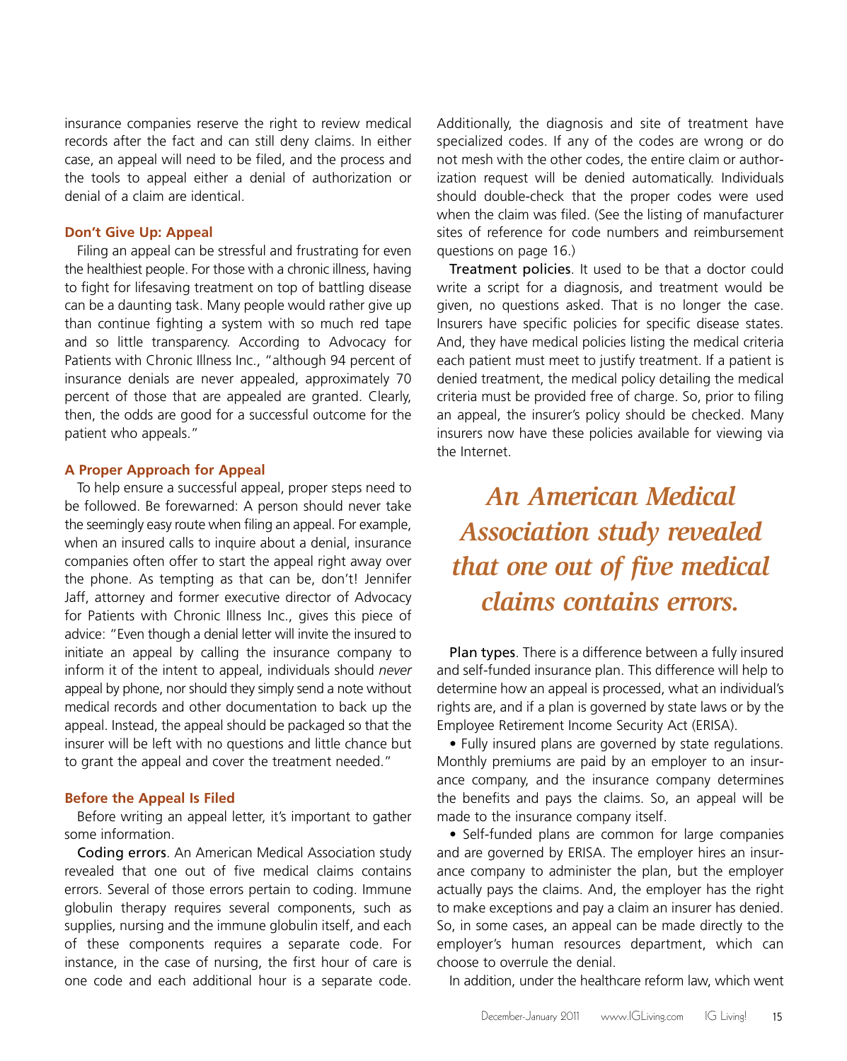insurance companies reserve the right to review medical records after the fact and can still deny claims. In either case, an appeal will need to be filed, and the process and the tools to appeal either a denial of authorization or denial of a claim are identical.

### Don't Give Up: Appeal

Filing an appeal can be stressful and frustrating for even the healthiest people. For those with a chronic illness, having to fight for lifesaving treatment on top of battling disease can be a daunting task. Many people would rather give up than continue fighting a system with so much red tape and so little transparency. According to Advocacy for Patients with Chronic Illness Inc., "although 94 percent of insurance denials are never appealed, approximately 70 percent of those that are appealed are granted. Clearly, then, the odds are good for a successful outcome for the patient who appeals."

### A Proper Approach for Appeal

To help ensure a successful appeal, proper steps need to be followed. Be forewarned: A person should never take the seemingly easy route when filing an appeal. For example, when an insured calls to inquire about a denial, insurance companies often offer to start the appeal right away over the phone. As tempting as that can be, don't! Jennifer Jaff, attorney and former executive director of Advocacy for Patients with Chronic Illness Inc., gives this piece of advice: "Even though a denial letter will invite the insured to initiate an appeal by calling the insurance company to inform it of the intent to appeal, individuals should *never* appeal by phone, nor should they simply send a note without medical records and other documentation to back up the appeal. Instead, the appeal should be packaged so that the insurer will be left with no questions and little chance but to grant the appeal and cover the treatment needed."

### Before the Appeal Is Filed

Before writing an appeal letter, it's important to gather some information.

Coding errors. An American Medical Association study revealed that one out of five medical claims contains errors. Several of those errors pertain to coding. Immune globulin therapy requires several components, such as supplies, nursing and the immune globulin itself, and each of these components requires a separate code. For instance, in the case of nursing, the first hour of care is one code and each additional hour is a separate code. Additionally, the diagnosis and site of treatment have specialized codes. If any of the codes are wrong or do not mesh with the other codes, the entire claim or authorization request will be denied automatically. Individuals should double-check that the proper codes were used when the claim was filed. (See the listing of manufacturer sites of reference for code numbers and reimbursement questions on page 16.)

Treatment policies. It used to be that a doctor could write a script for a diagnosis, and treatment would be given, no questions asked. That is no longer the case. Insurers have specific policies for specific disease states. And, they have medical policies listing the medical criteria each patient must meet to justify treatment. If a patient is denied treatment, the medical policy detailing the medical criteria must be provided free of charge. So, prior to filing an appeal, the insurer's policy should be checked. Many insurers now have these policies available for viewing via the Internet.

> ***An American Medical Association study revealed that one out of five medical claims contains errors.***

Plan types. There is a difference between a fully insured and self-funded insurance plan. This difference will help to determine how an appeal is processed, what an individual's rights are, and if a plan is governed by state laws or by the Employee Retirement Income Security Act (ERISA).

- Fully insured plans are governed by state regulations. Monthly premiums are paid by an employer to an insurance company, and the insurance company determines the benefits and pays the claims. So, an appeal will be made to the insurance company itself.
- Self-funded plans are common for large companies and are governed by ERISA. The employer hires an insurance company to administer the plan, but the employer actually pays the claims. And, the employer has the right to make exceptions and pay a claim an insurer has denied. So, in some cases, an appeal can be made directly to the employer's human resources department, which can choose to overrule the denial.

In addition, under the healthcare reform law, which went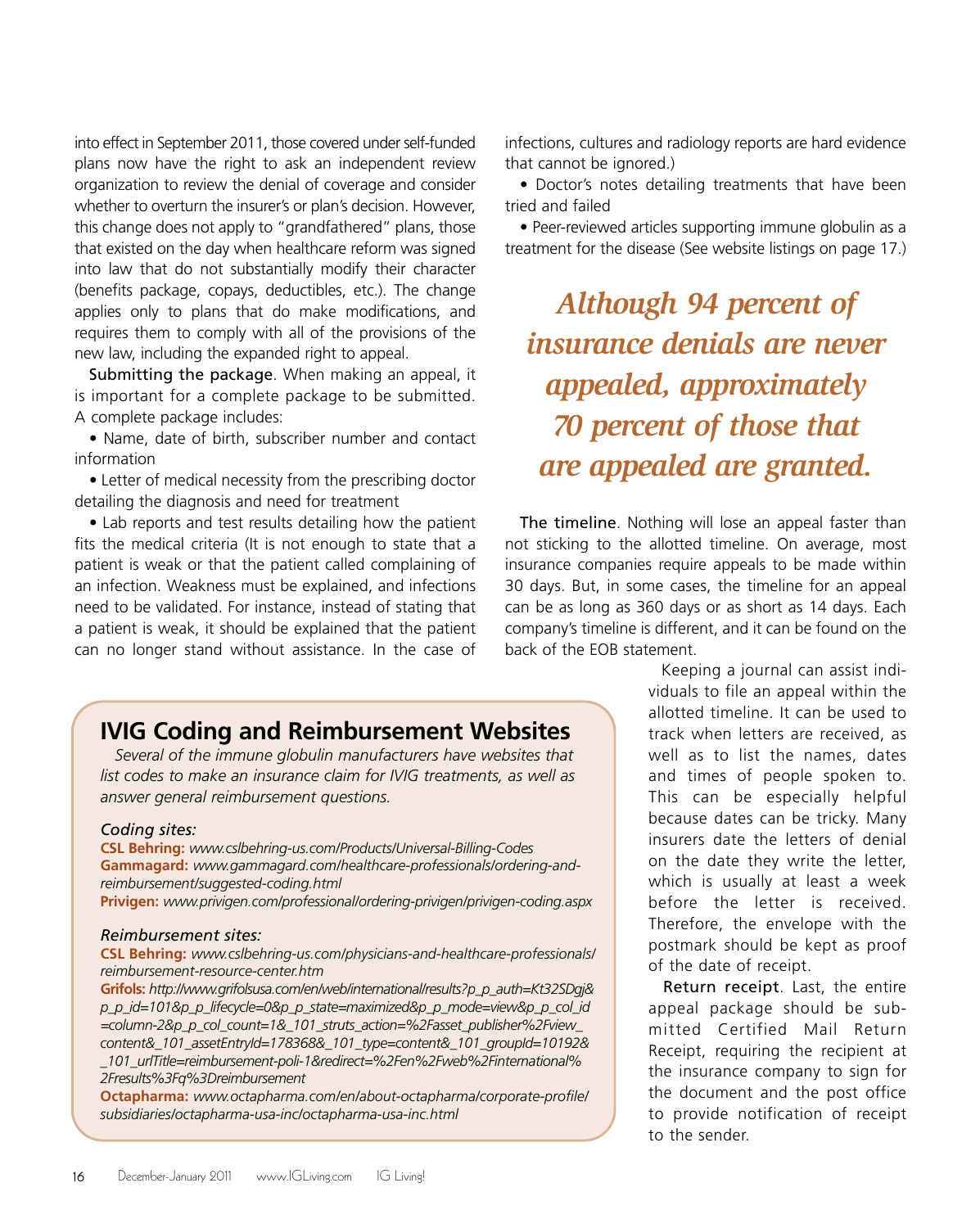into effect in September 2011, those covered under self-funded plans now have the right to ask an independent review organization to review the denial of coverage and consider whether to overturn the insurer's or plan's decision. However, this change does not apply to "grandfathered" plans, those that existed on the day when healthcare reform was signed into law that do not substantially modify their character (benefits package, copays, deductibles, etc.). The change applies only to plans that do make modifications, and requires them to comply with all of the provisions of the new law, including the expanded right to appeal.

**Submitting the package**. When making an appeal, it is important for a complete package to be submitted. A complete package includes:

- Name, date of birth, subscriber number and contact information
- Letter of medical necessity from the prescribing doctor detailing the diagnosis and need for treatment
- Lab reports and test results detailing how the patient fits the medical criteria (It is not enough to state that a patient is weak or that the patient called complaining of an infection. Weakness must be explained, and infections need to be validated. For instance, instead of stating that a patient is weak, it should be explained that the patient can no longer stand without assistance. In the case of infections, cultures and radiology reports are hard evidence that cannot be ignored.)
- Doctor's notes detailing treatments that have been tried and failed
- Peer-reviewed articles supporting immune globulin as a treatment for the disease (See website listings on page 17.)

> ***Although 94 percent of insurance denials are never appealed, approximately 70 percent of those that are appealed are granted.***

**The timeline**. Nothing will lose an appeal faster than not sticking to the allotted timeline. On average, most insurance companies require appeals to be made within 30 days. But, in some cases, the timeline for an appeal can be as long as 360 days or as short as 14 days. Each company's timeline is different, and it can be found on the back of the EOB statement.

Keeping a journal can assist individuals to file an appeal within the allotted timeline. It can be used to track when letters are received, as well as to list the names, dates and times of people spoken to. This can be especially helpful because dates can be tricky. Many insurers date the letters of denial on the date they write the letter, which is usually at least a week before the letter is received. Therefore, the envelope with the postmark should be kept as proof of the date of receipt.

**Return receipt**. Last, the entire appeal package should be submitted Certified Mail Return Receipt, requiring the recipient at the insurance company to sign for the document and the post office to provide notification of receipt to the sender.

## IVIG Coding and Reimbursement Websites

*Several of the immune globulin manufacturers have websites that list codes to make an insurance claim for IVIG treatments, as well as answer general reimbursement questions.*

*Coding sites:*

**CSL Behring:** *www.cslbehring-us.com/Products/Universal-Billing-Codes*
**Gammagard:** *www.gammagard.com/healthcare-professionals/ordering-and-reimbursement/suggested-coding.html*
**Privigen:** *www.privigen.com/professional/ordering-privigen/privigen-coding.aspx*

*Reimbursement sites:*

**CSL Behring:** *www.cslbehring-us.com/physicians-and-healthcare-professionals/reimbursement-resource-center.htm*
**Grifols:** *http://www.grifolsusa.com/en/web/international/results?p_p_auth=Kt32SDgj&p_p_id=101&p_p_lifecycle=0&p_p_state=maximized&p_p_mode=view&p_p_col_id=column-2&p_p_col_count=1&_101_struts_action=%2Fasset_publisher%2Fview_content&_101_assetEntryId=178368&_101_type=content&_101_groupId=10192&_101_urlTitle=reimbursement-poli-1&redirect=%2Fen%2Fweb%2Finternational%2Fresults%3Fq%3Dreimbursement*
**Octapharma:** *www.octapharma.com/en/about-octapharma/corporate-profile/subsidiaries/octapharma-usa-inc/octapharma-usa-inc.html*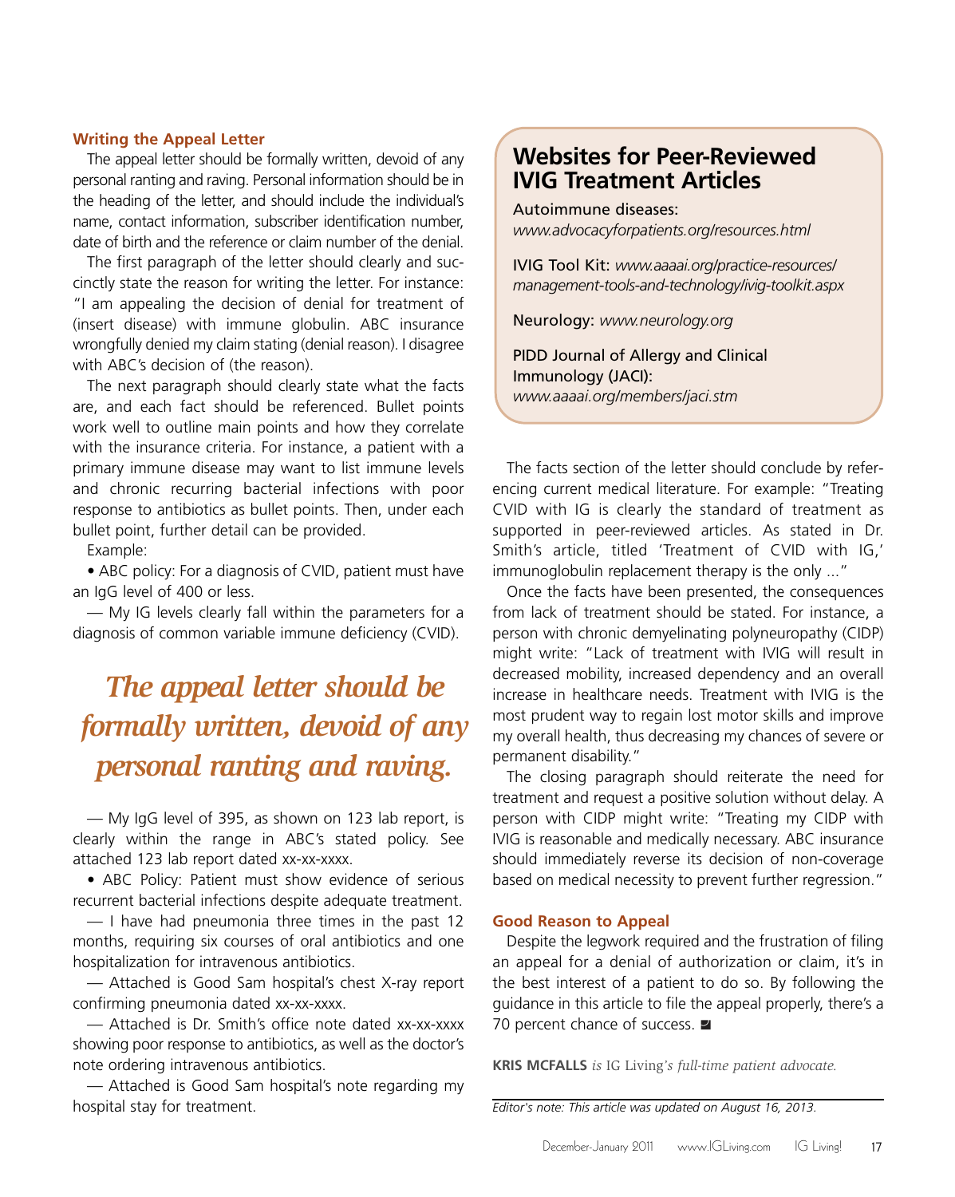### Writing the Appeal Letter

The appeal letter should be formally written, devoid of any personal ranting and raving. Personal information should be in the heading of the letter, and should include the individual's name, contact information, subscriber identification number, date of birth and the reference or claim number of the denial.

The first paragraph of the letter should clearly and succinctly state the reason for writing the letter. For instance: "I am appealing the decision of denial for treatment of (insert disease) with immune globulin. ABC insurance wrongfully denied my claim stating (denial reason). I disagree with ABC's decision of (the reason).

The next paragraph should clearly state what the facts are, and each fact should be referenced. Bullet points work well to outline main points and how they correlate with the insurance criteria. For instance, a patient with a primary immune disease may want to list immune levels and chronic recurring bacterial infections with poor response to antibiotics as bullet points. Then, under each bullet point, further detail can be provided.

Example:

• ABC policy: For a diagnosis of CVID, patient must have an IgG level of 400 or less.

— My IG levels clearly fall within the parameters for a diagnosis of common variable immune deficiency (CVID).

*The appeal letter should be formally written, devoid of any personal ranting and raving.*

— My IgG level of 395, as shown on 123 lab report, is clearly within the range in ABC's stated policy. See attached 123 lab report dated xx-xx-xxxx.

• ABC Policy: Patient must show evidence of serious recurrent bacterial infections despite adequate treatment.

— I have had pneumonia three times in the past 12 months, requiring six courses of oral antibiotics and one hospitalization for intravenous antibiotics.

— Attached is Good Sam hospital's chest X-ray report confirming pneumonia dated xx-xx-xxxx.

— Attached is Dr. Smith's office note dated xx-xx-xxxx showing poor response to antibiotics, as well as the doctor's note ordering intravenous antibiotics.

— Attached is Good Sam hospital's note regarding my hospital stay for treatment.

## Websites for Peer-Reviewed IVIG Treatment Articles

Autoimmune diseases:
*www.advocacyforpatients.org/resources.html*

IVIG Tool Kit: *www.aaaai.org/practice-resources/management-tools-and-technology/ivig-toolkit.aspx*

Neurology: *www.neurology.org*

PIDD Journal of Allergy and Clinical Immunology (JACI):
*www.aaaai.org/members/jaci.stm*

The facts section of the letter should conclude by referencing current medical literature. For example: "Treating CVID with IG is clearly the standard of treatment as supported in peer-reviewed articles. As stated in Dr. Smith's article, titled 'Treatment of CVID with IG,' immunoglobulin replacement therapy is the only ..."

Once the facts have been presented, the consequences from lack of treatment should be stated. For instance, a person with chronic demyelinating polyneuropathy (CIDP) might write: "Lack of treatment with IVIG will result in decreased mobility, increased dependency and an overall increase in healthcare needs. Treatment with IVIG is the most prudent way to regain lost motor skills and improve my overall health, thus decreasing my chances of severe or permanent disability."

The closing paragraph should reiterate the need for treatment and request a positive solution without delay. A person with CIDP might write: "Treating my CIDP with IVIG is reasonable and medically necessary. ABC insurance should immediately reverse its decision of non-coverage based on medical necessity to prevent further regression."

### Good Reason to Appeal

Despite the legwork required and the frustration of filing an appeal for a denial of authorization or claim, it's in the best interest of a patient to do so. By following the guidance in this article to file the appeal properly, there's a 70 percent chance of success.

**KRIS MCFALLS** *is* IG Living*'s full-time patient advocate.*

*Editor's note: This article was updated on August 16, 2013.*